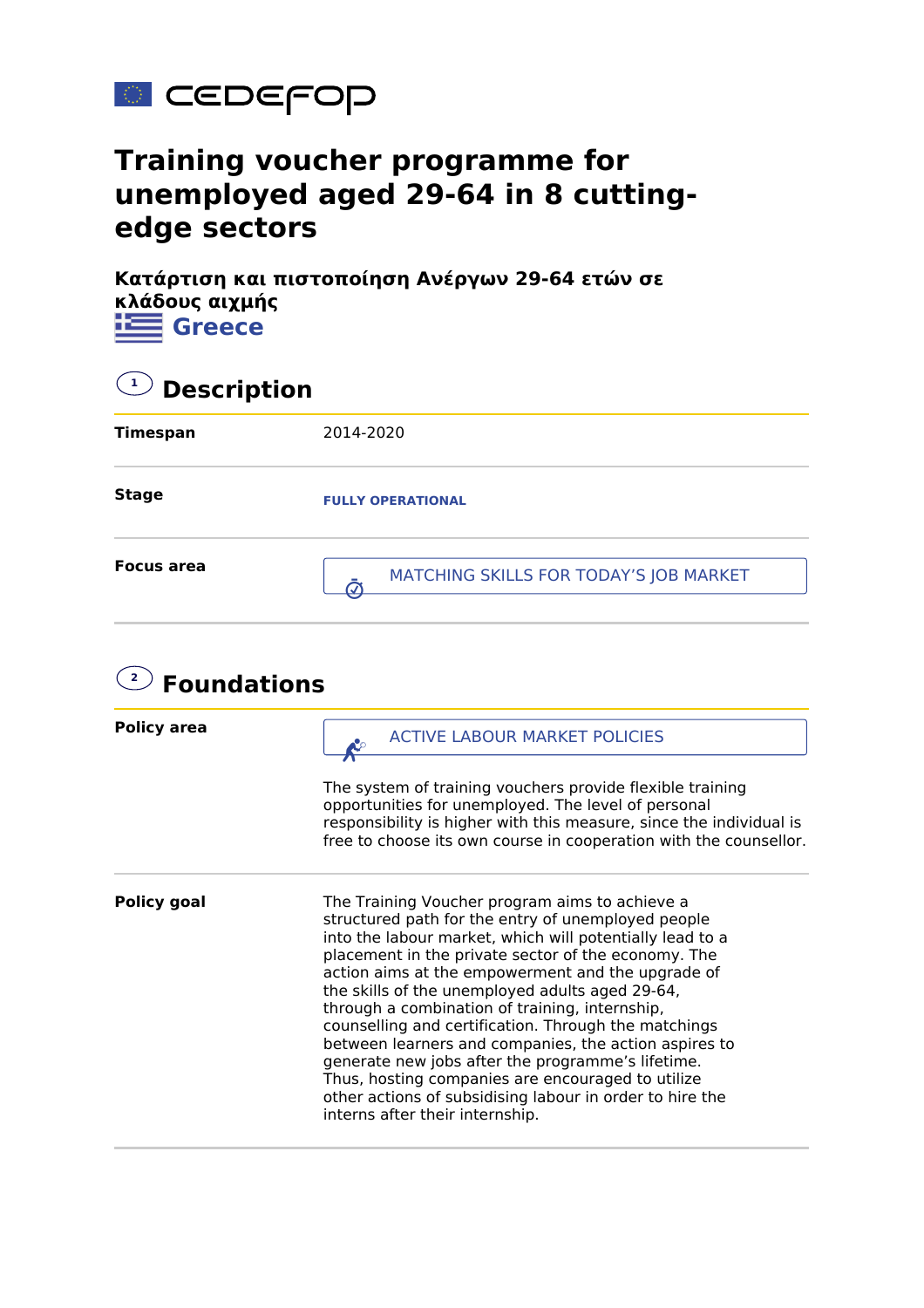# Training voucher programme for unemployed aged 29-64 in 8 cutting-edge sectors

**Κατάρτιση και πιστοποίηση Ανέργων 29-64 ετών σε κλάδους αιχμής**

**Greece**

## 1 Description

| | |
|---|---|
| **Timespan** | 2014-2020 |
| **Stage** | FULLY OPERATIONAL |
| **Focus area** | MATCHING SKILLS FOR TODAY'S JOB MARKET |

## 2 Foundations

**Policy area**

ACTIVE LABOUR MARKET POLICIES

The system of training vouchers provide flexible training opportunities for unemployed. The level of personal responsibility is higher with this measure, since the individual is free to choose its own course in cooperation with the counsellor.

**Policy goal**

The Training Voucher program aims to achieve a structured path for the entry of unemployed people into the labour market, which will potentially lead to a placement in the private sector of the economy. The action aims at the empowerment and the upgrade of the skills of the unemployed adults aged 29-64, through a combination of training, internship, counselling and certification. Through the matchings between learners and companies, the action aspires to generate new jobs after the programme's lifetime. Thus, hosting companies are encouraged to utilize other actions of subsidising labour in order to hire the interns after their internship.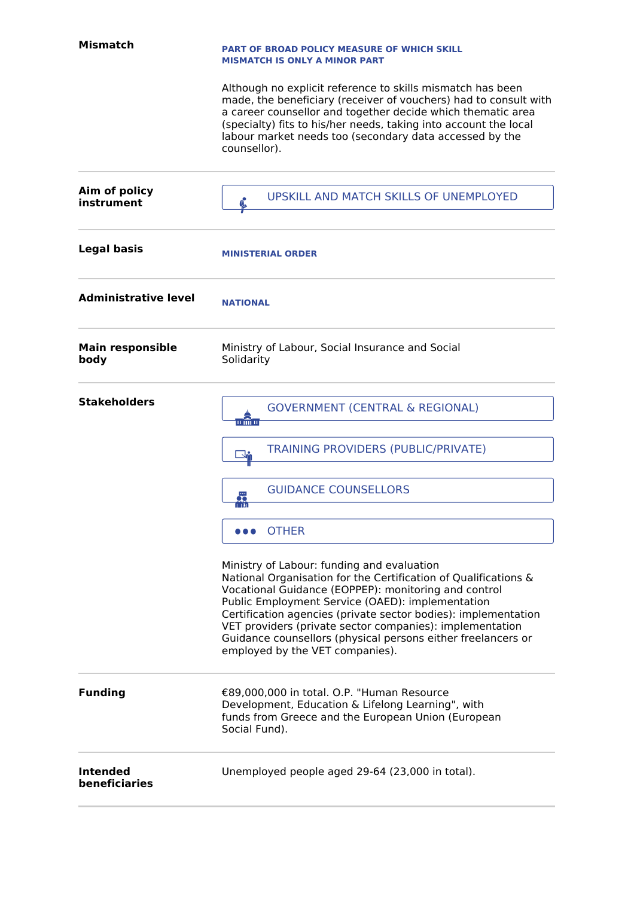**Mismatch**

**PART OF BROAD POLICY MEASURE OF WHICH SKILL MISMATCH IS ONLY A MINOR PART**

Although no explicit reference to skills mismatch has been made, the beneficiary (receiver of vouchers) had to consult with a career counsellor and together decide which thematic area (specialty) fits to his/her needs, taking into account the local labour market needs too (secondary data accessed by the counsellor).

---

**Aim of policy instrument**

UPSKILL AND MATCH SKILLS OF UNEMPLOYED

---

**Legal basis**

**MINISTERIAL ORDER**

---

**Administrative level**

**NATIONAL**

---

**Main responsible body**

Ministry of Labour, Social Insurance and Social Solidarity

---

**Stakeholders**

GOVERNMENT (CENTRAL & REGIONAL)

TRAINING PROVIDERS (PUBLIC/PRIVATE)

GUIDANCE COUNSELLORS

OTHER

Ministry of Labour: funding and evaluation
National Organisation for the Certification of Qualifications & Vocational Guidance (EOPPEP): monitoring and control
Public Employment Service (OAED): implementation
Certification agencies (private sector bodies): implementation
VET providers (private sector companies): implementation
Guidance counsellors (physical persons either freelancers or employed by the VET companies).

---

**Funding**

€89,000,000 in total. O.P. "Human Resource Development, Education & Lifelong Learning", with funds from Greece and the European Union (European Social Fund).

---

**Intended beneficiaries**

Unemployed people aged 29-64 (23,000 in total).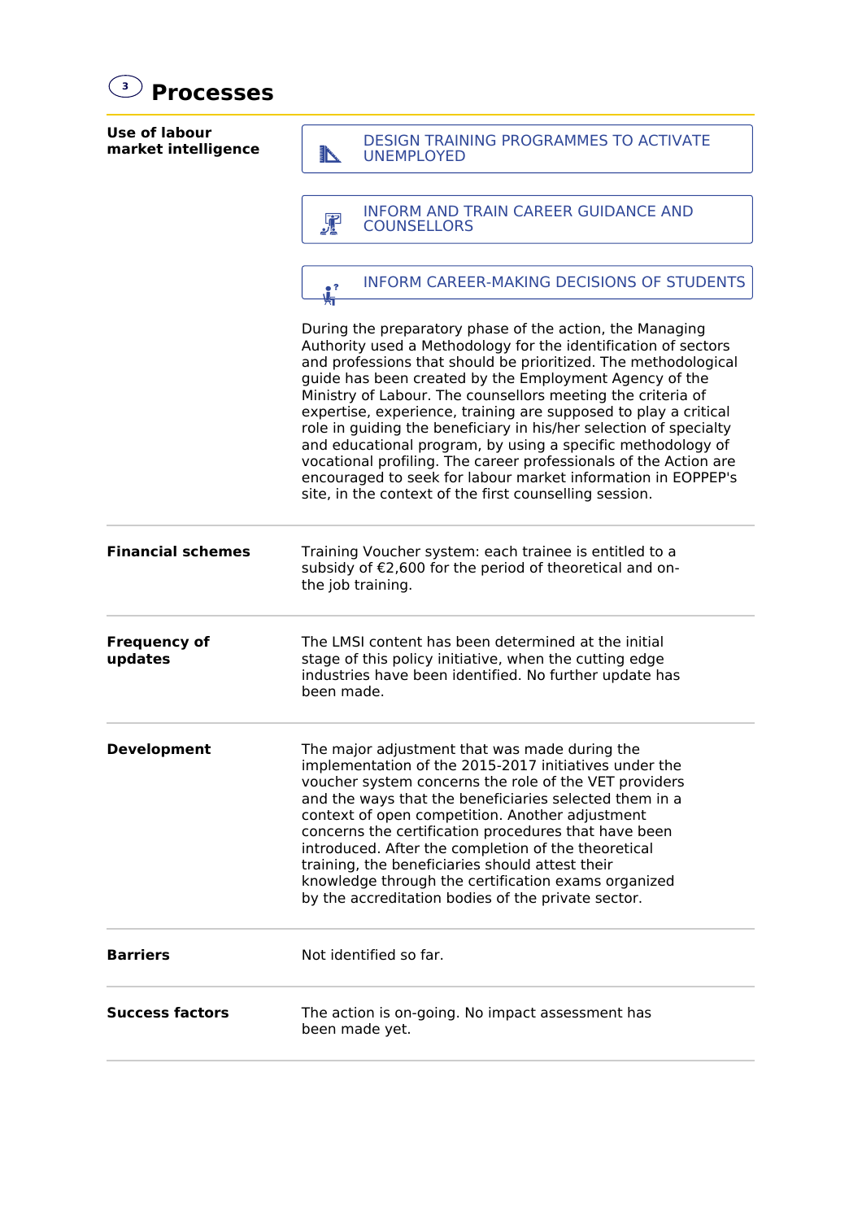## 3 Processes

**Use of labour market intelligence**

- DESIGN TRAINING PROGRAMMES TO ACTIVATE UNEMPLOYED
- INFORM AND TRAIN CAREER GUIDANCE AND COUNSELLORS
- INFORM CAREER-MAKING DECISIONS OF STUDENTS

During the preparatory phase of the action, the Managing Authority used a Methodology for the identification of sectors and professions that should be prioritized. The methodological guide has been created by the Employment Agency of the Ministry of Labour. The counsellors meeting the criteria of expertise, experience, training are supposed to play a critical role in guiding the beneficiary in his/her selection of specialty and educational program, by using a specific methodology of vocational profiling. The career professionals of the Action are encouraged to seek for labour market information in EOPPEP's site, in the context of the first counselling session.

**Financial schemes**

Training Voucher system: each trainee is entitled to a subsidy of €2,600 for the period of theoretical and on-the job training.

**Frequency of updates**

The LMSI content has been determined at the initial stage of this policy initiative, when the cutting edge industries have been identified. No further update has been made.

**Development**

The major adjustment that was made during the implementation of the 2015-2017 initiatives under the voucher system concerns the role of the VET providers and the ways that the beneficiaries selected them in a context of open competition. Another adjustment concerns the certification procedures that have been introduced. After the completion of the theoretical training, the beneficiaries should attest their knowledge through the certification exams organized by the accreditation bodies of the private sector.

**Barriers**

Not identified so far.

**Success factors**

The action is on-going. No impact assessment has been made yet.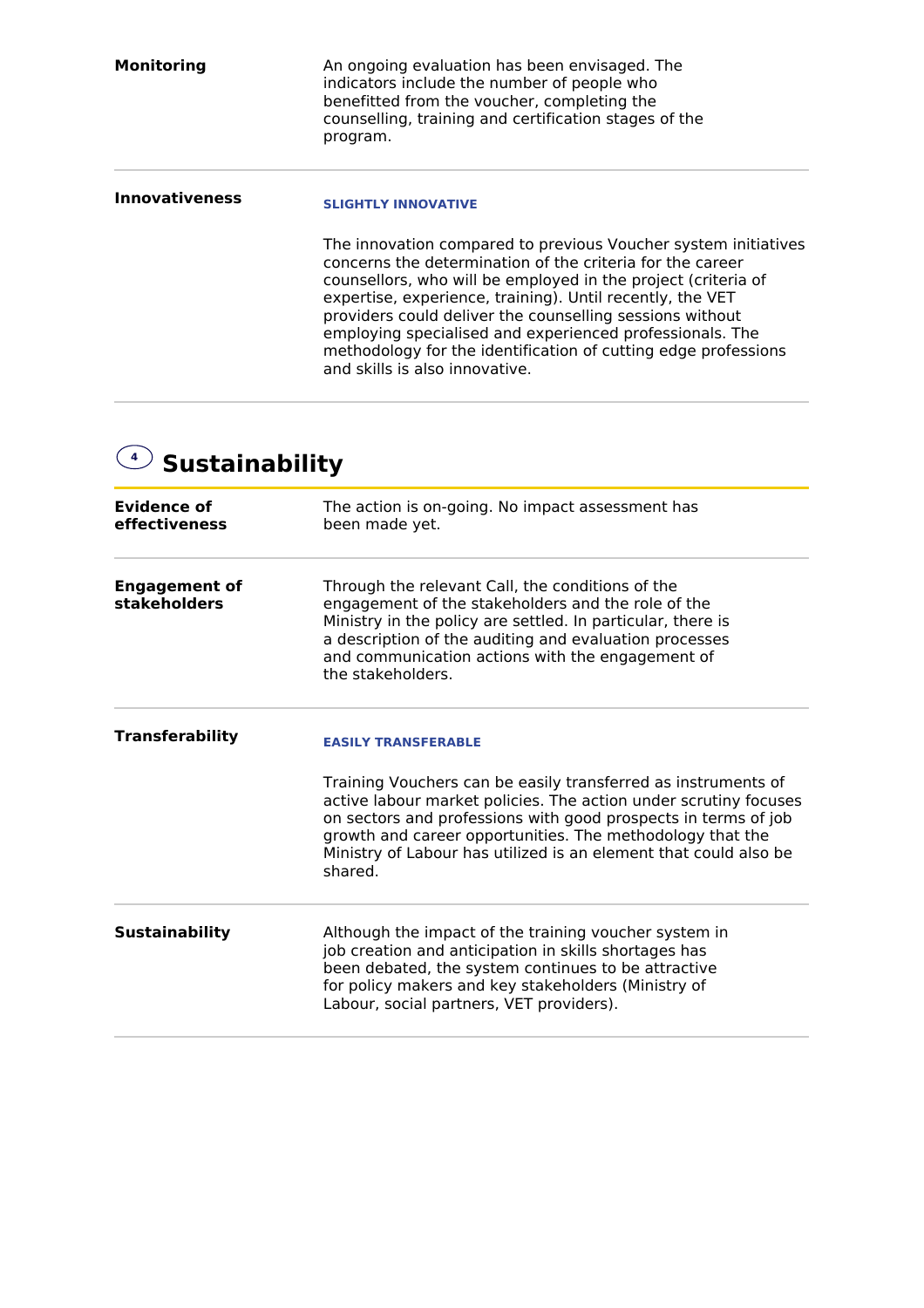| | |
|---|---|
| **Monitoring** | An ongoing evaluation has been envisaged. The indicators include the number of people who benefitted from the voucher, completing the counselling, training and certification stages of the program. |
| **Innovativeness** | **SLIGHTLY INNOVATIVE**<br><br>The innovation compared to previous Voucher system initiatives concerns the determination of the criteria for the career counsellors, who will be employed in the project (criteria of expertise, experience, training). Until recently, the VET providers could deliver the counselling sessions without employing specialised and experienced professionals. The methodology for the identification of cutting edge professions and skills is also innovative. |

## 4 Sustainability

| | |
|---|---|
| **Evidence of effectiveness** | The action is on-going. No impact assessment has been made yet. |
| **Engagement of stakeholders** | Through the relevant Call, the conditions of the engagement of the stakeholders and the role of the Ministry in the policy are settled. In particular, there is a description of the auditing and evaluation processes and communication actions with the engagement of the stakeholders. |
| **Transferability** | **EASILY TRANSFERABLE**<br><br>Training Vouchers can be easily transferred as instruments of active labour market policies. The action under scrutiny focuses on sectors and professions with good prospects in terms of job growth and career opportunities. The methodology that the Ministry of Labour has utilized is an element that could also be shared. |
| **Sustainability** | Although the impact of the training voucher system in job creation and anticipation in skills shortages has been debated, the system continues to be attractive for policy makers and key stakeholders (Ministry of Labour, social partners, VET providers). |